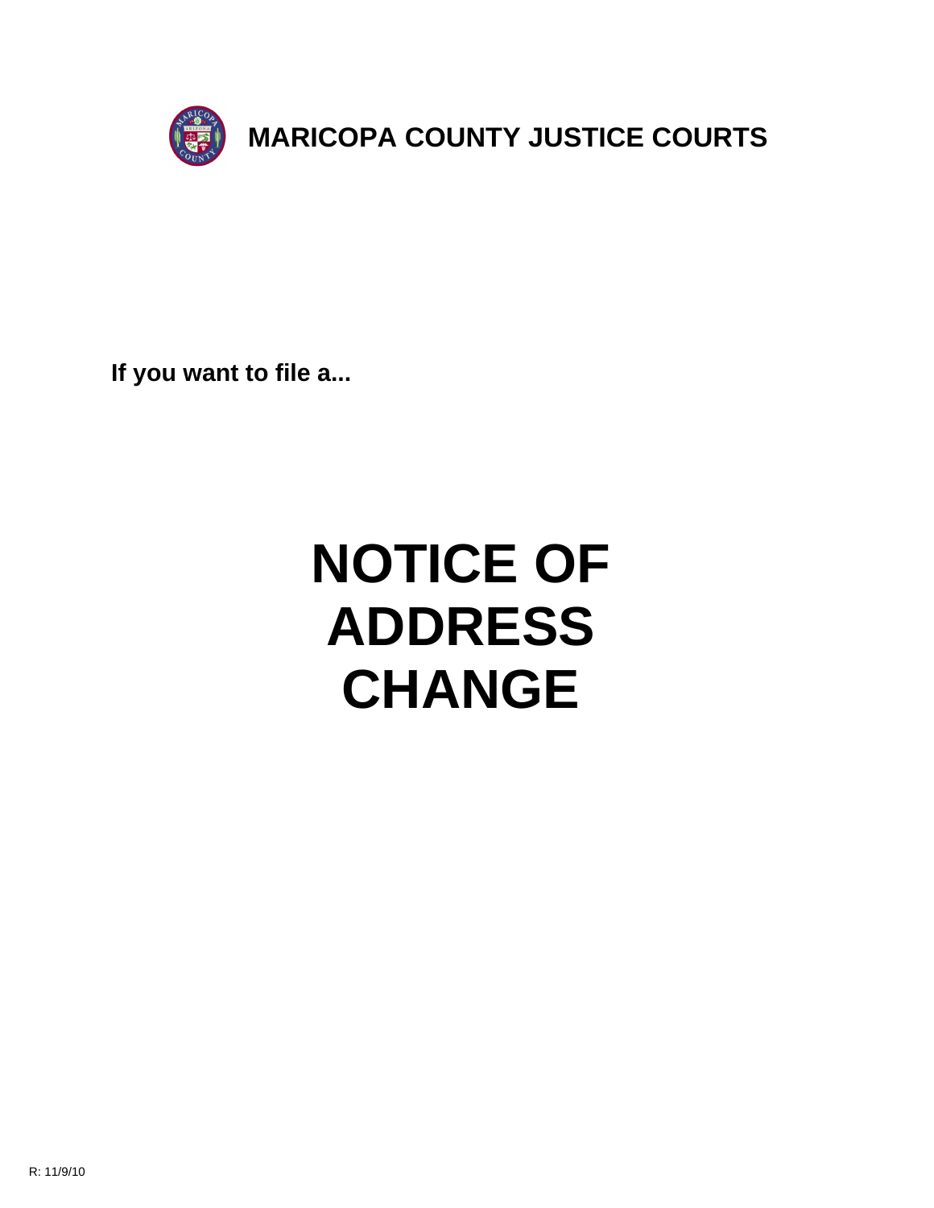# MARICOPA COUNTY JUSTICE COURTS

**If you want to file a...**

# NOTICE OF ADDRESS CHANGE

R: 11/9/10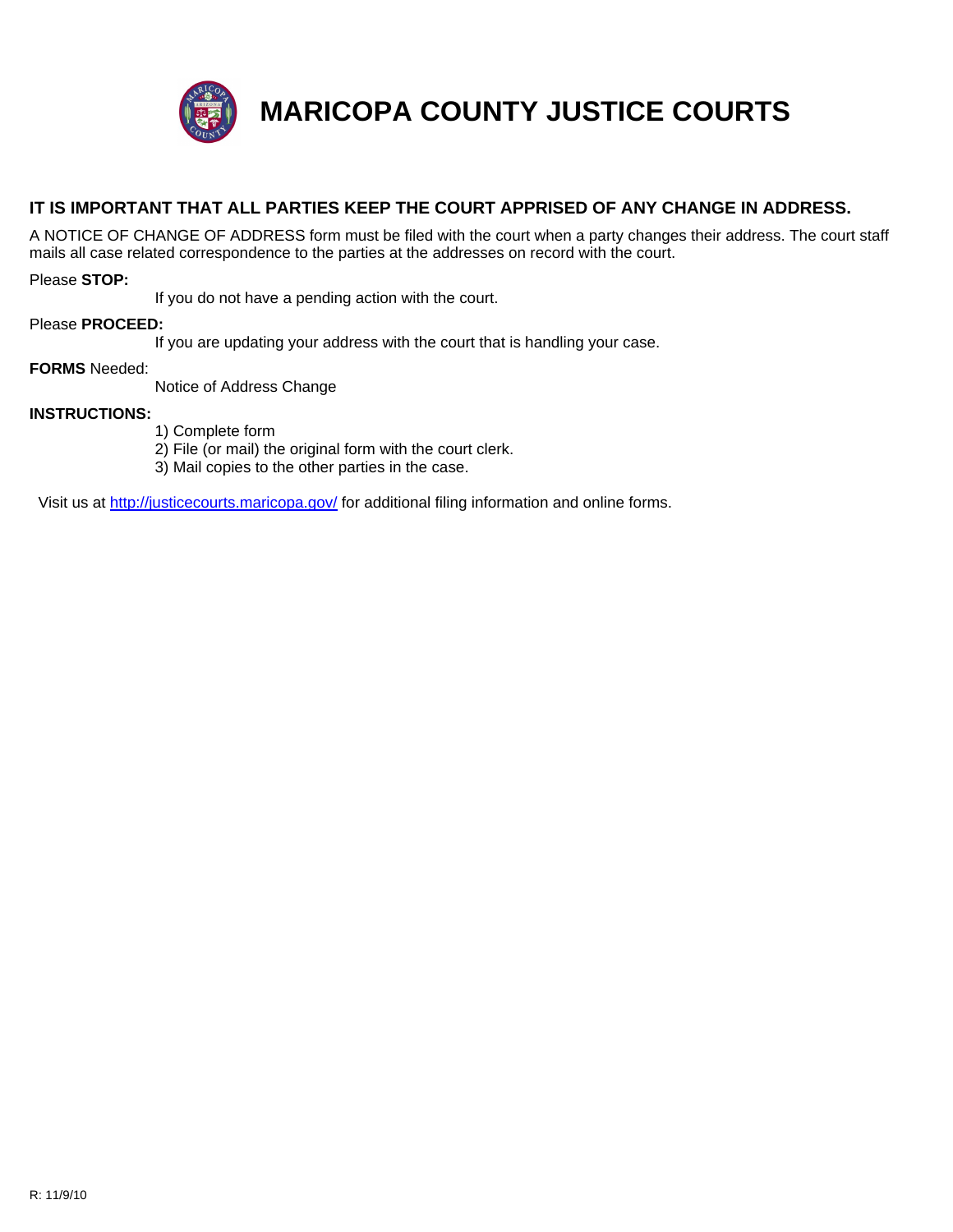# MARICOPA COUNTY JUSTICE COURTS

**IT IS IMPORTANT THAT ALL PARTIES KEEP THE COURT APPRISED OF ANY CHANGE IN ADDRESS.**

A NOTICE OF CHANGE OF ADDRESS form must be filed with the court when a party changes their address. The court staff mails all case related correspondence to the parties at the addresses on record with the court.

Please **STOP:**

If you do not have a pending action with the court.

Please **PROCEED:**

If you are updating your address with the court that is handling your case.

**FORMS** Needed:

Notice of Address Change

**INSTRUCTIONS:**

1) Complete form
2) File (or mail) the original form with the court clerk.
3) Mail copies to the other parties in the case.

Visit us at http://justicecourts.maricopa.gov/ for additional filing information and online forms.

R: 11/9/10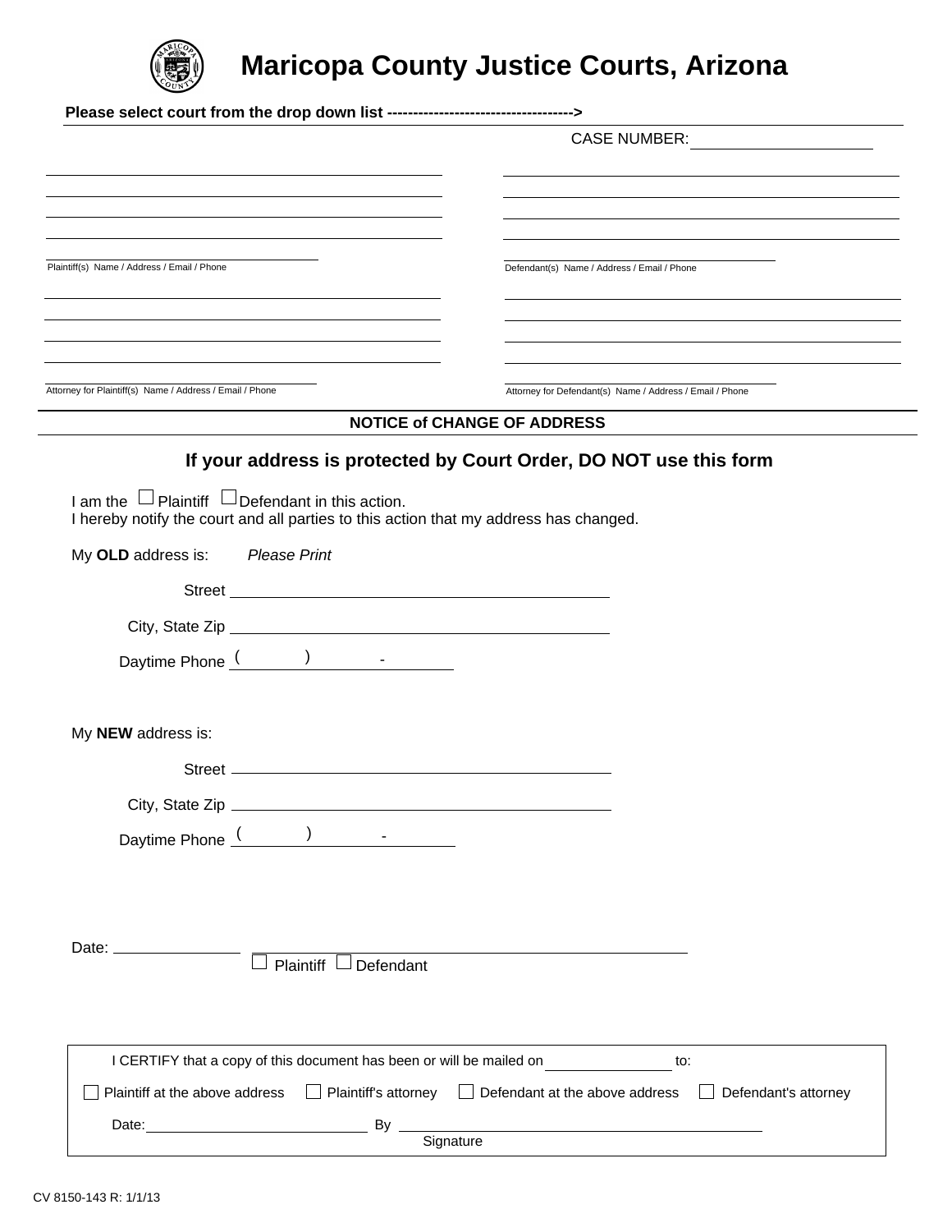# Maricopa County Justice Courts, Arizona

**Please select court from the drop down list ------------------------------------>**

CASE NUMBER: ____________________

Plaintiff(s) Name / Address / Email / Phone

Defendant(s) Name / Address / Email / Phone

Attorney for Plaintiff(s) Name / Address / Email / Phone

Attorney for Defendant(s) Name / Address / Email / Phone

**NOTICE of CHANGE OF ADDRESS**

## If your address is protected by Court Order, DO NOT use this form

I am the ☐ Plaintiff ☐ Defendant in this action.
I hereby notify the court and all parties to this action that my address has changed.

My **OLD** address is: *Please Print*

Street ____________________________________________

City, State Zip ____________________________________________

Daytime Phone ( ) -

My **NEW** address is:

Street ____________________________________________

City, State Zip ____________________________________________

Daytime Phone ( ) -

Date: ______________ ____________________________________________
☐ Plaintiff ☐ Defendant

I CERTIFY that a copy of this document has been or will be mailed on ______________ to:

☐ Plaintiff at the above address ☐ Plaintiff's attorney ☐ Defendant at the above address ☐ Defendant's attorney

Date: ________________________ By ____________________________________________
Signature

CV 8150-143 R: 1/1/13